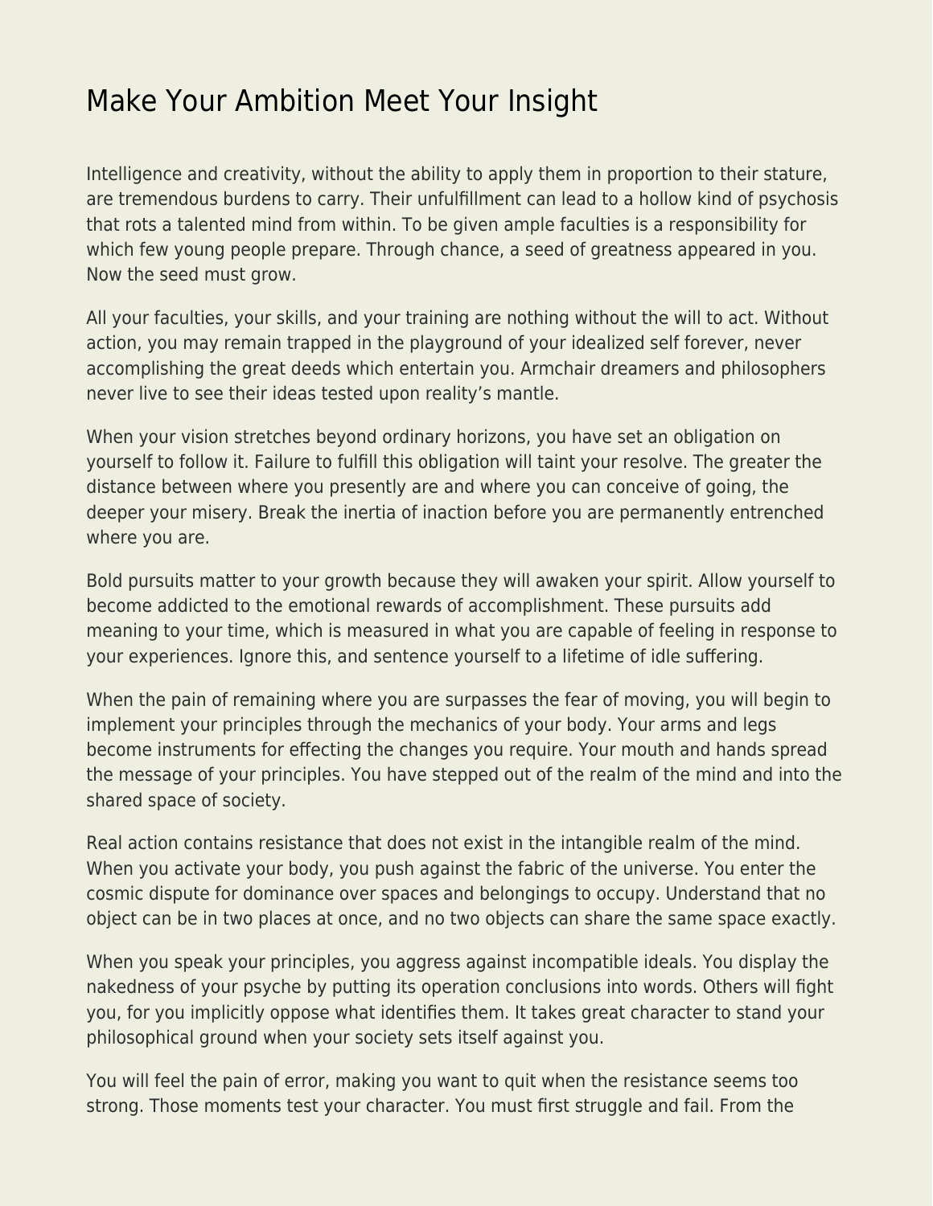# Make Your Ambition Meet Your Insight

Intelligence and creativity, without the ability to apply them in proportion to their stature, are tremendous burdens to carry. Their unfulfillment can lead to a hollow kind of psychosis that rots a talented mind from within. To be given ample faculties is a responsibility for which few young people prepare. Through chance, a seed of greatness appeared in you. Now the seed must grow.

All your faculties, your skills, and your training are nothing without the will to act. Without action, you may remain trapped in the playground of your idealized self forever, never accomplishing the great deeds which entertain you. Armchair dreamers and philosophers never live to see their ideas tested upon reality's mantle.

When your vision stretches beyond ordinary horizons, you have set an obligation on yourself to follow it. Failure to fulfill this obligation will taint your resolve. The greater the distance between where you presently are and where you can conceive of going, the deeper your misery. Break the inertia of inaction before you are permanently entrenched where you are.

Bold pursuits matter to your growth because they will awaken your spirit. Allow yourself to become addicted to the emotional rewards of accomplishment. These pursuits add meaning to your time, which is measured in what you are capable of feeling in response to your experiences. Ignore this, and sentence yourself to a lifetime of idle suffering.

When the pain of remaining where you are surpasses the fear of moving, you will begin to implement your principles through the mechanics of your body. Your arms and legs become instruments for effecting the changes you require. Your mouth and hands spread the message of your principles. You have stepped out of the realm of the mind and into the shared space of society.

Real action contains resistance that does not exist in the intangible realm of the mind. When you activate your body, you push against the fabric of the universe. You enter the cosmic dispute for dominance over spaces and belongings to occupy. Understand that no object can be in two places at once, and no two objects can share the same space exactly.

When you speak your principles, you aggress against incompatible ideals. You display the nakedness of your psyche by putting its operation conclusions into words. Others will fight you, for you implicitly oppose what identifies them. It takes great character to stand your philosophical ground when your society sets itself against you.

You will feel the pain of error, making you want to quit when the resistance seems too strong. Those moments test your character. You must first struggle and fail. From the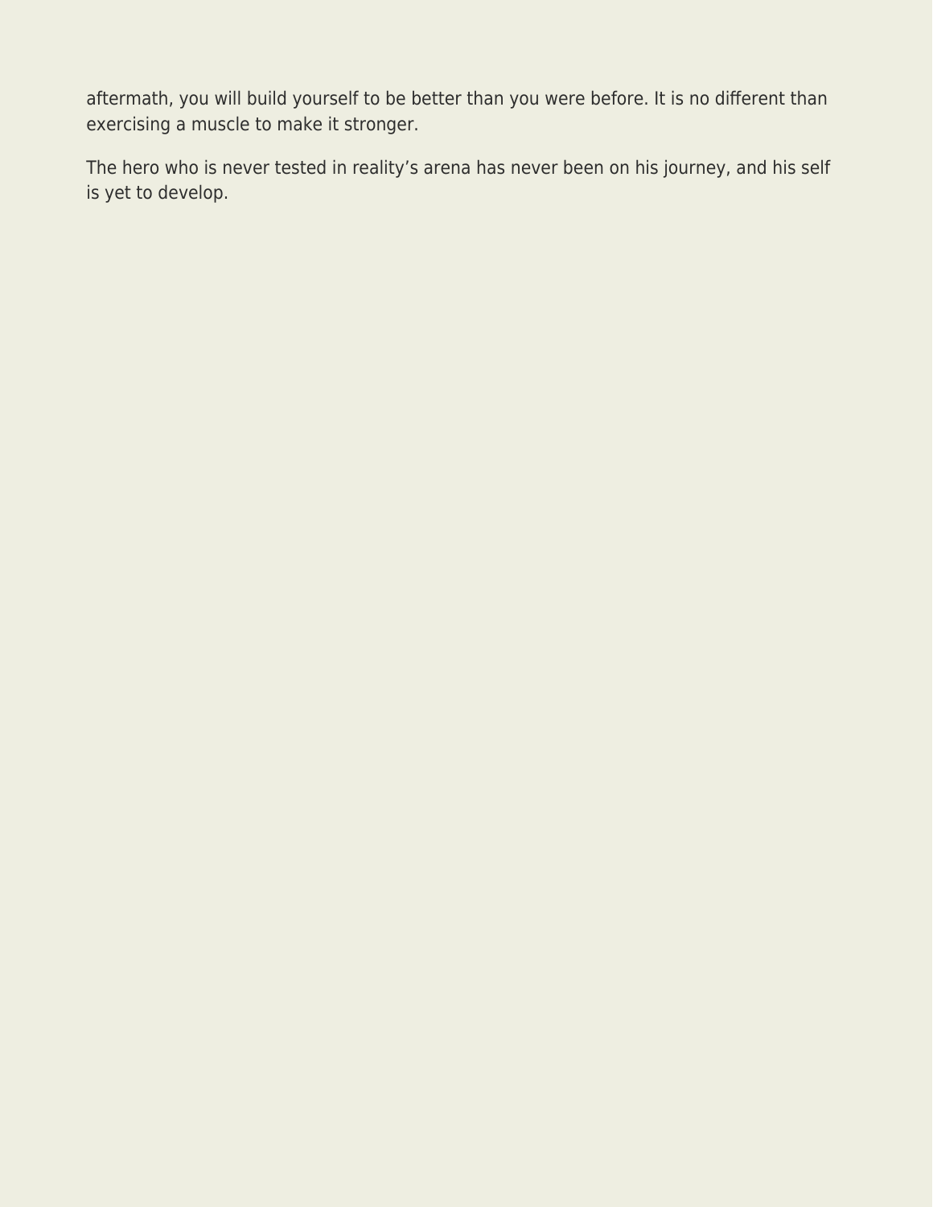aftermath, you will build yourself to be better than you were before. It is no different than exercising a muscle to make it stronger.

The hero who is never tested in reality's arena has never been on his journey, and his self is yet to develop.